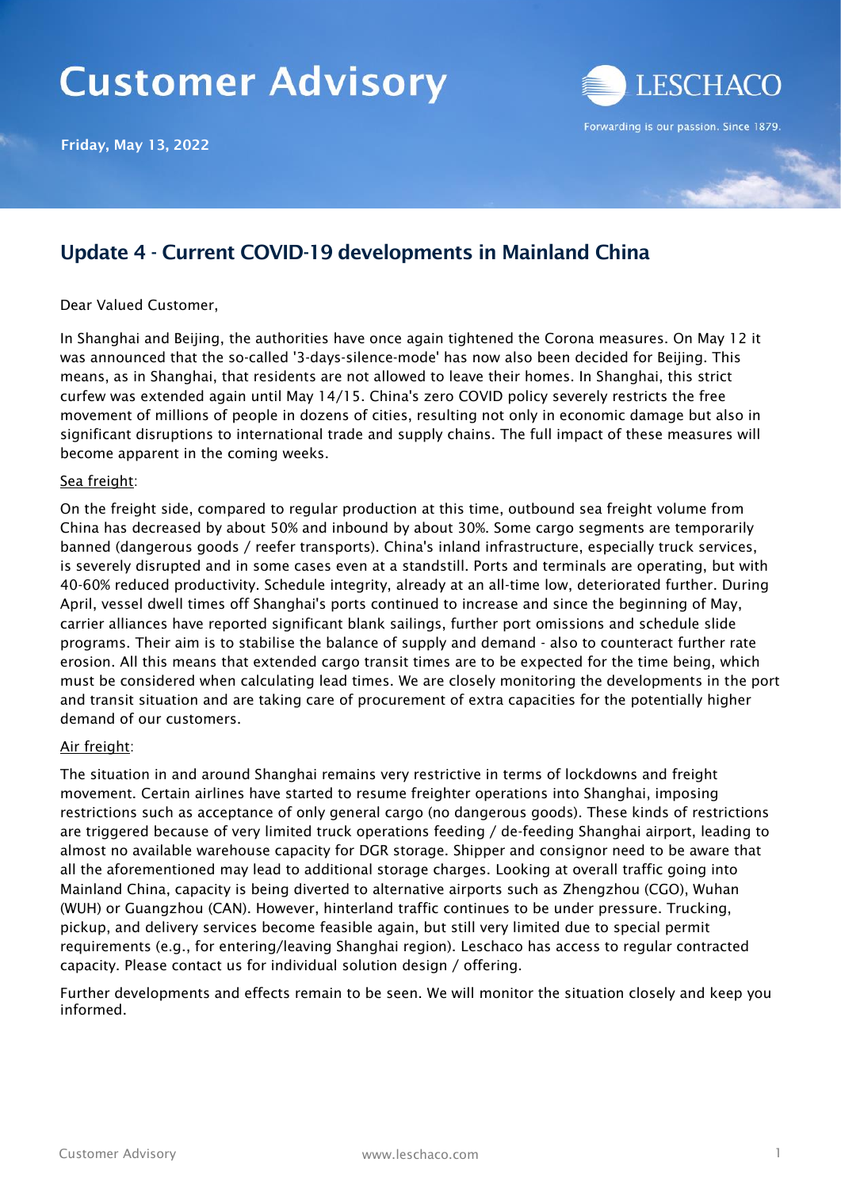# Customer Advisory

LESCHACO

Forwarding is our passion. Since 1879.

Friday, May 13, 2022

## Update 4 - Current COVID-19 developments in Mainland China

Dear Valued Customer,

In Shanghai and Beijing, the authorities have once again tightened the Corona measures. On May 12 it was announced that the so-called '3-days-silence-mode' has now also been decided for Beijing. This means, as in Shanghai, that residents are not allowed to leave their homes. In Shanghai, this strict curfew was extended again until May 14/15. China's zero COVID policy severely restricts the free movement of millions of people in dozens of cities, resulting not only in economic damage but also in significant disruptions to international trade and supply chains. The full impact of these measures will become apparent in the coming weeks.

Sea freight:

On the freight side, compared to regular production at this time, outbound sea freight volume from China has decreased by about 50% and inbound by about 30%. Some cargo segments are temporarily banned (dangerous goods / reefer transports). China's inland infrastructure, especially truck services, is severely disrupted and in some cases even at a standstill. Ports and terminals are operating, but with 40-60% reduced productivity. Schedule integrity, already at an all-time low, deteriorated further. During April, vessel dwell times off Shanghai's ports continued to increase and since the beginning of May, carrier alliances have reported significant blank sailings, further port omissions and schedule slide programs. Their aim is to stabilise the balance of supply and demand - also to counteract further rate erosion. All this means that extended cargo transit times are to be expected for the time being, which must be considered when calculating lead times. We are closely monitoring the developments in the port and transit situation and are taking care of procurement of extra capacities for the potentially higher demand of our customers.

Air freight:

The situation in and around Shanghai remains very restrictive in terms of lockdowns and freight movement. Certain airlines have started to resume freighter operations into Shanghai, imposing restrictions such as acceptance of only general cargo (no dangerous goods). These kinds of restrictions are triggered because of very limited truck operations feeding / de-feeding Shanghai airport, leading to almost no available warehouse capacity for DGR storage. Shipper and consignor need to be aware that all the aforementioned may lead to additional storage charges. Looking at overall traffic going into Mainland China, capacity is being diverted to alternative airports such as Zhengzhou (CGO), Wuhan (WUH) or Guangzhou (CAN). However, hinterland traffic continues to be under pressure. Trucking, pickup, and delivery services become feasible again, but still very limited due to special permit requirements (e.g., for entering/leaving Shanghai region). Leschaco has access to regular contracted capacity. Please contact us for individual solution design / offering.

Further developments and effects remain to be seen. We will monitor the situation closely and keep you informed.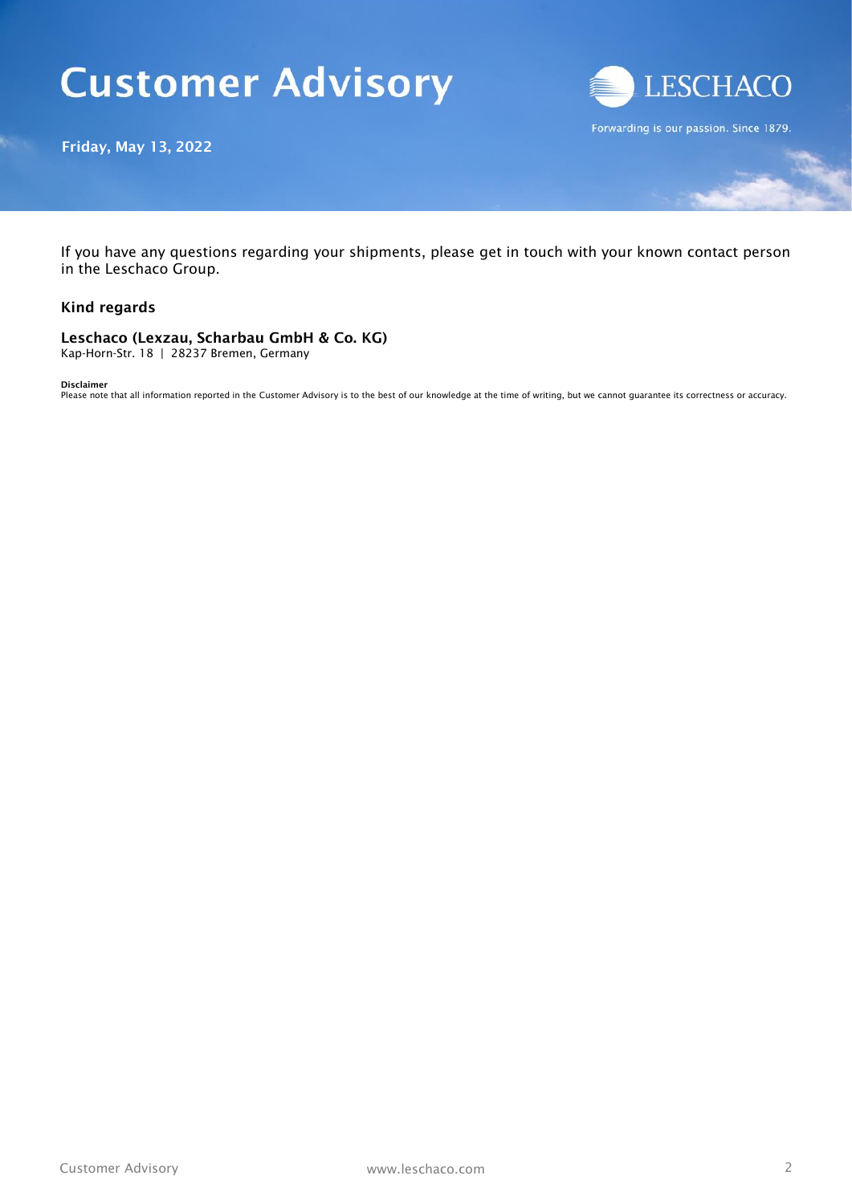# Customer Advisory

**Friday, May 13, 2022**

LESCHACO

Forwarding is our passion. Since 1879.

If you have any questions regarding your shipments, please get in touch with your known contact person in the Leschaco Group.

**Kind regards**

**Leschaco (Lexzau, Scharbau GmbH & Co. KG)**
Kap-Horn-Str. 18 | 28237 Bremen, Germany

**Disclaimer**
Please note that all information reported in the Customer Advisory is to the best of our knowledge at the time of writing, but we cannot guarantee its correctness or accuracy.